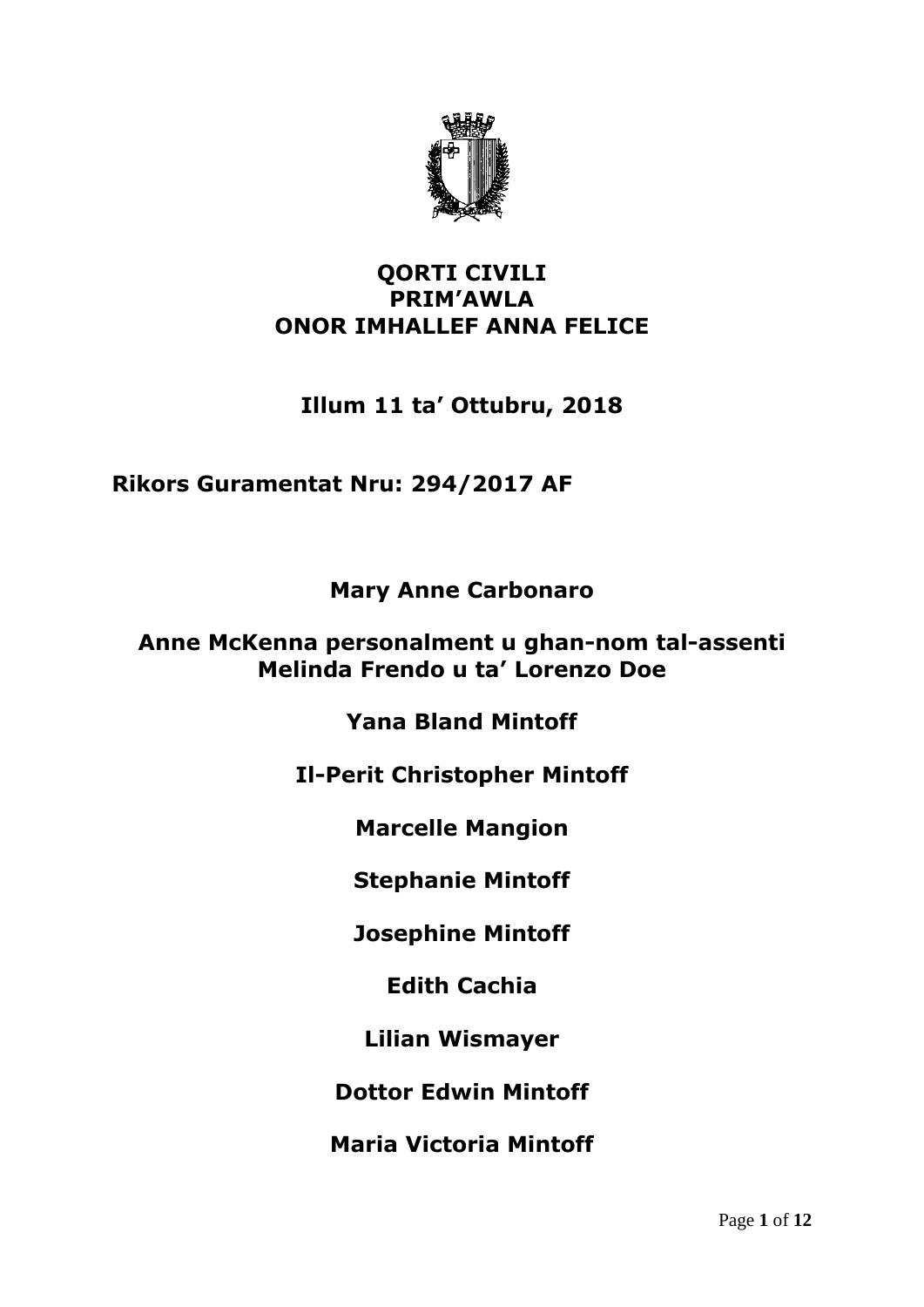**QORTI CIVILI**
**PRIM'AWLA**
**ONOR IMHALLEF ANNA FELICE**

**Illum 11 ta' Ottubru, 2018**

**Rikors Guramentat Nru: 294/2017 AF**

**Mary Anne Carbonaro**

**Anne McKenna personalment u ghan-nom tal-assenti Melinda Frendo u ta' Lorenzo Doe**

**Yana Bland Mintoff**

**Il-Perit Christopher Mintoff**

**Marcelle Mangion**

**Stephanie Mintoff**

**Josephine Mintoff**

**Edith Cachia**

**Lilian Wismayer**

**Dottor Edwin Mintoff**

**Maria Victoria Mintoff**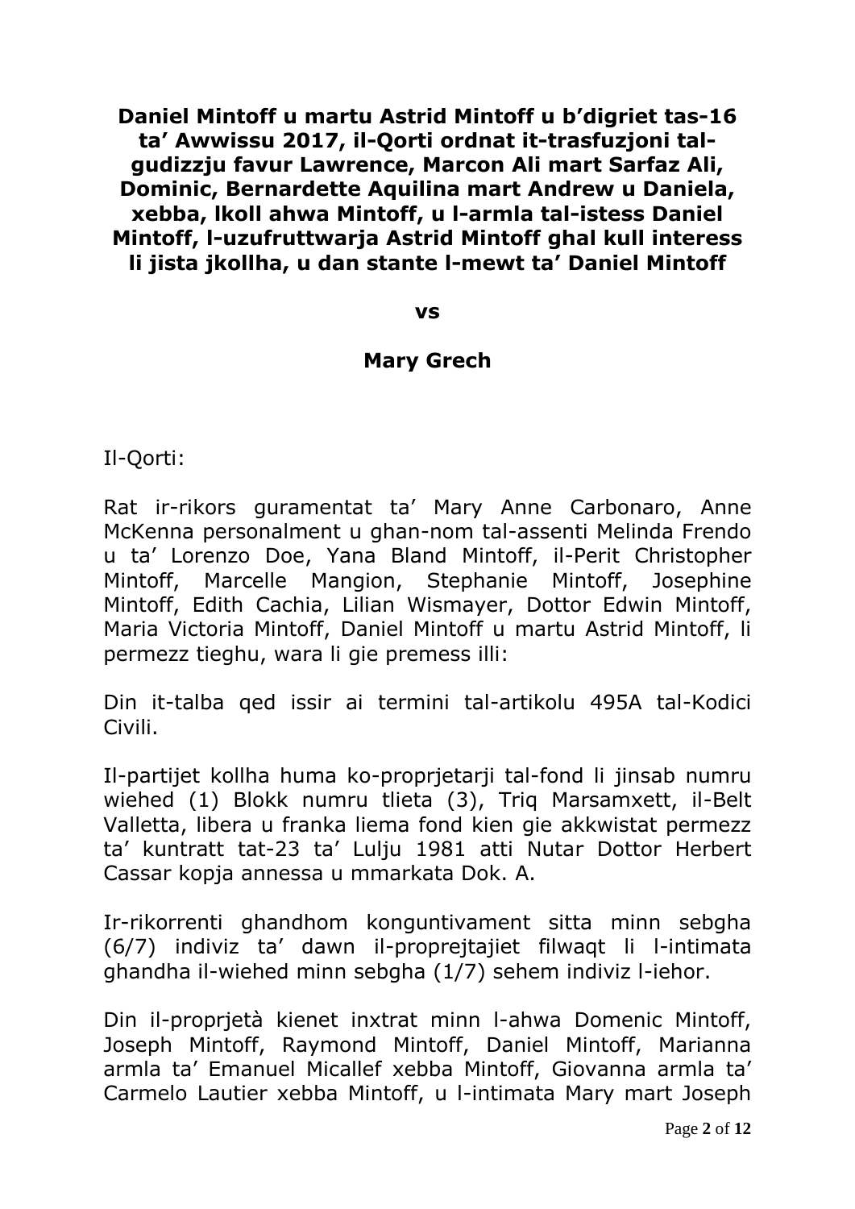**Daniel Mintoff u martu Astrid Mintoff u b'digriet tas-16 ta' Awwissu 2017, il-Qorti ordnat it-trasfuzjoni tal-gudizzju favur Lawrence, Marcon Ali mart Sarfaz Ali, Dominic, Bernardette Aquilina mart Andrew u Daniela, xebba, lkoll ahwa Mintoff, u l-armla tal-istess Daniel Mintoff, l-uzufruttwarja Astrid Mintoff ghal kull interess li jista jkollha, u dan stante l-mewt ta' Daniel Mintoff**

**vs**

**Mary Grech**

Il-Qorti:

Rat ir-rikors guramentat ta' Mary Anne Carbonaro, Anne McKenna personalment u ghan-nom tal-assenti Melinda Frendo u ta' Lorenzo Doe, Yana Bland Mintoff, il-Perit Christopher Mintoff, Marcelle Mangion, Stephanie Mintoff, Josephine Mintoff, Edith Cachia, Lilian Wismayer, Dottor Edwin Mintoff, Maria Victoria Mintoff, Daniel Mintoff u martu Astrid Mintoff, li permezz tieghu, wara li gie premess illi:

Din it-talba qed issir ai termini tal-artikolu 495A tal-Kodici Civili.

Il-partijet kollha huma ko-proprjetarji tal-fond li jinsab numru wiehed (1) Blokk numru tlieta (3), Triq Marsamxett, il-Belt Valletta, libera u franka liema fond kien gie akkwistat permezz ta' kuntratt tat-23 ta' Lulju 1981 atti Nutar Dottor Herbert Cassar kopja annessa u mmarkata Dok. A.

Ir-rikorrenti ghandhom konguntivament sitta minn sebgha (6/7) indiviz ta' dawn il-proprejtajiet filwaqt li l-intimata ghandha il-wiehed minn sebgha (1/7) sehem indiviz l-iehor.

Din il-proprjetà kienet inxtrat minn l-ahwa Domenic Mintoff, Joseph Mintoff, Raymond Mintoff, Daniel Mintoff, Marianna armla ta' Emanuel Micallef xebba Mintoff, Giovanna armla ta' Carmelo Lautier xebba Mintoff, u l-intimata Mary mart Joseph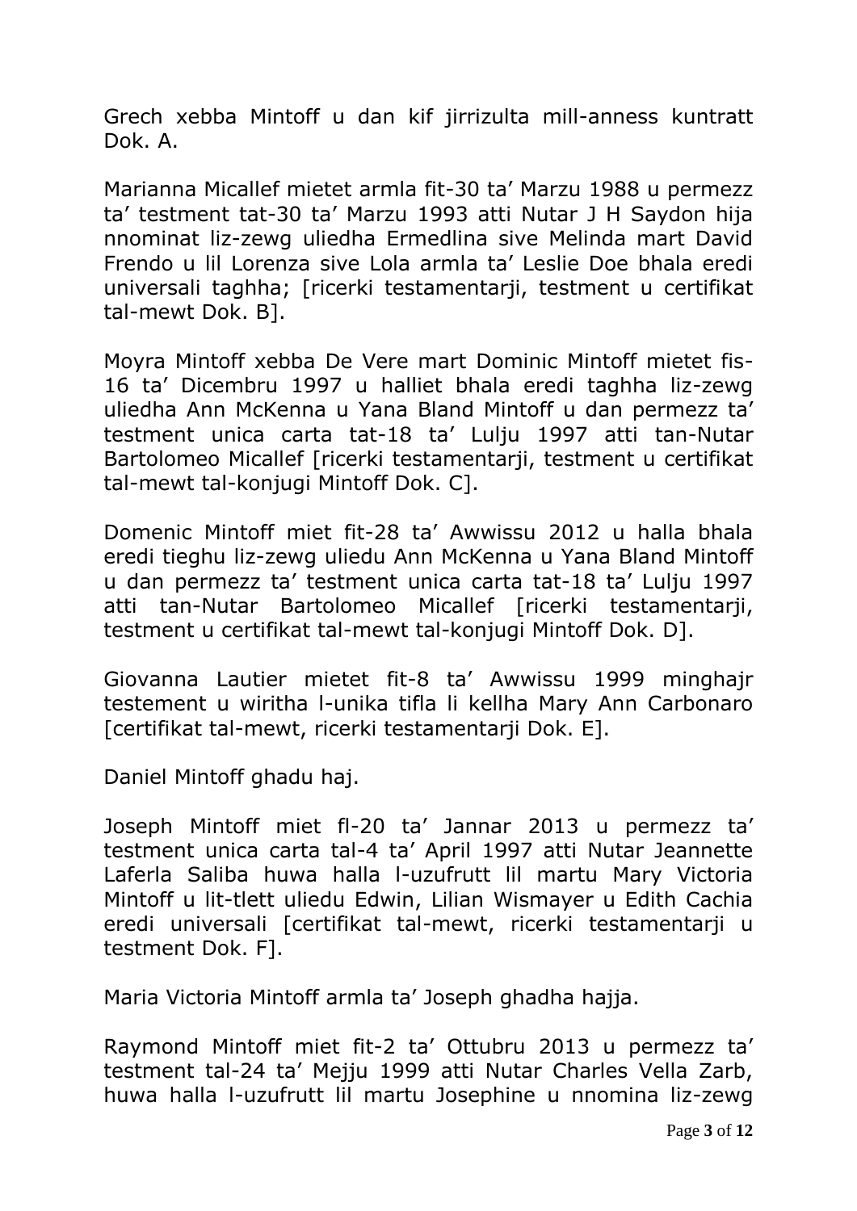Grech xebba Mintoff u dan kif jirrizulta mill-anness kuntratt Dok. A.

Marianna Micallef mietet armla fit-30 ta' Marzu 1988 u permezz ta' testment tat-30 ta' Marzu 1993 atti Nutar J H Saydon hija nnominat liz-zewg uliedha Ermedlina sive Melinda mart David Frendo u lil Lorenza sive Lola armla ta' Leslie Doe bhala eredi universali taghha; [ricerki testamentarji, testment u certifikat tal-mewt Dok. B].

Moyra Mintoff xebba De Vere mart Dominic Mintoff mietet fis-16 ta' Dicembru 1997 u halliet bhala eredi taghha liz-zewg uliedha Ann McKenna u Yana Bland Mintoff u dan permezz ta' testment unica carta tat-18 ta' Lulju 1997 atti tan-Nutar Bartolomeo Micallef [ricerki testamentarji, testment u certifikat tal-mewt tal-konjugi Mintoff Dok. C].

Domenic Mintoff miet fit-28 ta' Awwissu 2012 u halla bhala eredi tieghu liz-zewg uliedu Ann McKenna u Yana Bland Mintoff u dan permezz ta' testment unica carta tat-18 ta' Lulju 1997 atti tan-Nutar Bartolomeo Micallef [ricerki testamentarji, testment u certifikat tal-mewt tal-konjugi Mintoff Dok. D].

Giovanna Lautier mietet fit-8 ta' Awwissu 1999 minghajr testement u wiritha l-unika tifla li kellha Mary Ann Carbonaro [certifikat tal-mewt, ricerki testamentarji Dok. E].

Daniel Mintoff ghadu haj.

Joseph Mintoff miet fl-20 ta' Jannar 2013 u permezz ta' testment unica carta tal-4 ta' April 1997 atti Nutar Jeannette Laferla Saliba huwa halla l-uzufrutt lil martu Mary Victoria Mintoff u lit-tlett uliedu Edwin, Lilian Wismayer u Edith Cachia eredi universali [certifikat tal-mewt, ricerki testamentarji u testment Dok. F].

Maria Victoria Mintoff armla ta' Joseph ghadha hajja.

Raymond Mintoff miet fit-2 ta' Ottubru 2013 u permezz ta' testment tal-24 ta' Mejju 1999 atti Nutar Charles Vella Zarb, huwa halla l-uzufrutt lil martu Josephine u nnomina liz-zewg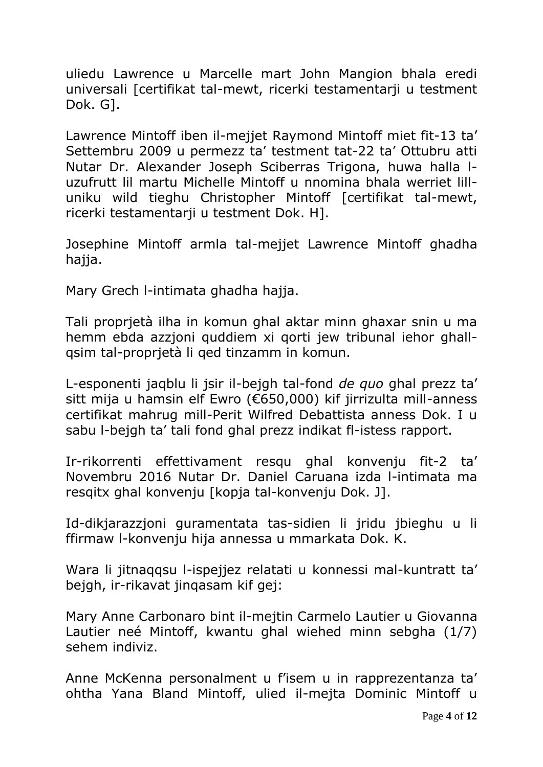uliedu Lawrence u Marcelle mart John Mangion bhala eredi universali [certifikat tal-mewt, ricerki testamentarji u testment Dok. G].

Lawrence Mintoff iben il-mejjet Raymond Mintoff miet fit-13 ta' Settembru 2009 u permezz ta' testment tat-22 ta' Ottubru atti Nutar Dr. Alexander Joseph Sciberras Trigona, huwa halla l-uzufrutt lil martu Michelle Mintoff u nnomina bhala werriet lill-uniku wild tieghu Christopher Mintoff [certifikat tal-mewt, ricerki testamentarji u testment Dok. H].

Josephine Mintoff armla tal-mejjet Lawrence Mintoff ghadha hajja.

Mary Grech l-intimata ghadha hajja.

Tali proprjetà ilha in komun ghal aktar minn ghaxar snin u ma hemm ebda azzjoni quddiem xi qorti jew tribunal iehor ghall-qsim tal-proprjetà li qed tinzamm in komun.

L-esponenti jaqblu li jsir il-bejgh tal-fond *de quo* ghal prezz ta' sitt mija u hamsin elf Ewro (€650,000) kif jirrizulta mill-anness certifikat mahrug mill-Perit Wilfred Debattista anness Dok. I u sabu l-bejgh ta' tali fond ghal prezz indikat fl-istess rapport.

Ir-rikorrenti effettivament resqu ghal konvenju fit-2 ta' Novembru 2016 Nutar Dr. Daniel Caruana izda l-intimata ma resqitx ghal konvenju [kopja tal-konvenju Dok. J].

Id-dikjarazzjoni guramentata tas-sidien li jridu jbieghu u li ffirmaw l-konvenju hija annessa u mmarkata Dok. K.

Wara li jitnaqqsu l-ispejjez relatati u konnessi mal-kuntratt ta' bejgh, ir-rikavat jinqasam kif gej:

Mary Anne Carbonaro bint il-mejtin Carmelo Lautier u Giovanna Lautier neé Mintoff, kwantu ghal wiehed minn sebgha (1/7) sehem indiviz.

Anne McKenna personalment u f'isem u in rapprezentanza ta' ohtha Yana Bland Mintoff, ulied il-mejta Dominic Mintoff u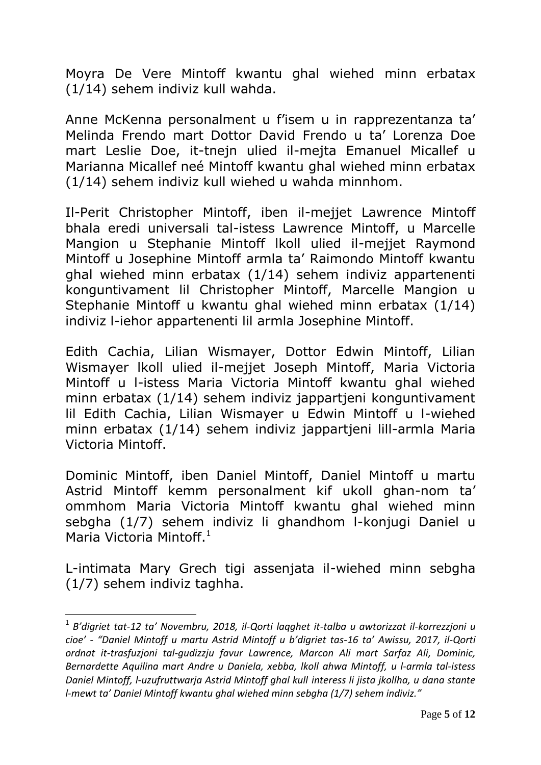Moyra De Vere Mintoff kwantu ghal wiehed minn erbatax (1/14) sehem indiviz kull wahda.

Anne McKenna personalment u f'isem u in rapprezentanza ta' Melinda Frendo mart Dottor David Frendo u ta' Lorenza Doe mart Leslie Doe, it-tnejn ulied il-mejta Emanuel Micallef u Marianna Micallef neé Mintoff kwantu ghal wiehed minn erbatax (1/14) sehem indiviz kull wiehed u wahda minnhom.

Il-Perit Christopher Mintoff, iben il-mejjet Lawrence Mintoff bhala eredi universali tal-istess Lawrence Mintoff, u Marcelle Mangion u Stephanie Mintoff lkoll ulied il-mejjet Raymond Mintoff u Josephine Mintoff armla ta' Raimondo Mintoff kwantu ghal wiehed minn erbatax (1/14) sehem indiviz appartenenti konguntivament lil Christopher Mintoff, Marcelle Mangion u Stephanie Mintoff u kwantu ghal wiehed minn erbatax (1/14) indiviz l-iehor appartenenti lil armla Josephine Mintoff.

Edith Cachia, Lilian Wismayer, Dottor Edwin Mintoff, Lilian Wismayer lkoll ulied il-mejjet Joseph Mintoff, Maria Victoria Mintoff u l-istess Maria Victoria Mintoff kwantu ghal wiehed minn erbatax (1/14) sehem indiviz jappartjeni konguntivament lil Edith Cachia, Lilian Wismayer u Edwin Mintoff u l-wiehed minn erbatax (1/14) sehem indiviz jappartjeni lill-armla Maria Victoria Mintoff.

Dominic Mintoff, iben Daniel Mintoff, Daniel Mintoff u martu Astrid Mintoff kemm personalment kif ukoll ghan-nom ta' ommhom Maria Victoria Mintoff kwantu ghal wiehed minn sebgha (1/7) sehem indiviz li ghandhom l-konjugi Daniel u Maria Victoria Mintoff.[1]

L-intimata Mary Grech tigi assenjata il-wiehed minn sebgha (1/7) sehem indiviz taghha.

---

[1] *B'digriet tat-12 ta' Novembru, 2018, il-Qorti laqghet it-talba u awtorizzat il-korrezzjoni u cioe' - "Daniel Mintoff u martu Astrid Mintoff u b'digriet tas-16 ta' Awissu, 2017, il-Qorti ordnat it-trasfuzjoni tal-gudizzju favur Lawrence, Marcon Ali mart Sarfaz Ali, Dominic, Bernardette Aquilina mart Andre u Daniela, xebba, lkoll ahwa Mintoff, u l-armla tal-istess Daniel Mintoff, l-uzufruttwarja Astrid Mintoff ghal kull interess li jista jkollha, u dana stante l-mewt ta' Daniel Mintoff kwantu ghal wiehed minn sebgha (1/7) sehem indiviz."*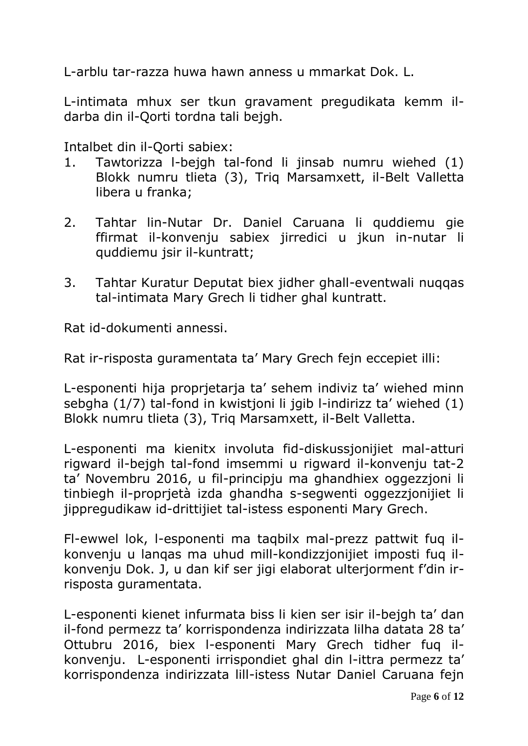L-arblu tar-razza huwa hawn anness u mmarkat Dok. L.

L-intimata mhux ser tkun gravament pregudikata kemm il-darba din il-Qorti tordna tali bejgh.

Intalbet din il-Qorti sabiex:

1. Tawtorizza l-bejgh tal-fond li jinsab numru wiehed (1) Blokk numru tlieta (3), Triq Marsamxett, il-Belt Valletta libera u franka;

2. Tahtar lin-Nutar Dr. Daniel Caruana li quddiemu gie ffirmat il-konvenju sabiex jirredici u jkun in-nutar li quddiemu jsir il-kuntratt;

3. Tahtar Kuratur Deputat biex jidher ghall-eventwali nuqqas tal-intimata Mary Grech li tidher ghal kuntratt.

Rat id-dokumenti annessi.

Rat ir-risposta guramentata ta' Mary Grech fejn eccepiet illi:

L-esponenti hija proprjetarja ta' sehem indiviz ta' wiehed minn sebgha (1/7) tal-fond in kwistjoni li jgib l-indirizz ta' wiehed (1) Blokk numru tlieta (3), Triq Marsamxett, il-Belt Valletta.

L-esponenti ma kienitx involuta fid-diskussjonijiet mal-atturi rigward il-bejgh tal-fond imsemmi u rigward il-konvenju tat-2 ta' Novembru 2016, u fil-principju ma ghandhiex oggezzjoni li tinbiegh il-proprjetà izda ghandha s-segwenti oggezzjonijiet li jippregudikaw id-drittijiet tal-istess esponenti Mary Grech.

Fl-ewwel lok, l-esponenti ma taqbilx mal-prezz pattwit fuq il-konvenju u lanqas ma uhud mill-kondizzjonijiet imposti fuq il-konvenju Dok. J, u dan kif ser jigi elaborat ulterjorment f'din ir-risposta guramentata.

L-esponenti kienet infurmata biss li kien ser isir il-bejgh ta' dan il-fond permezz ta' korrispondenza indirizzata lilha datata 28 ta' Ottubru 2016, biex l-esponenti Mary Grech tidher fuq il-konvenju. L-esponenti irrispondiet ghal din l-ittra permezz ta' korrispondenza indirizzata lill-istess Nutar Daniel Caruana fejn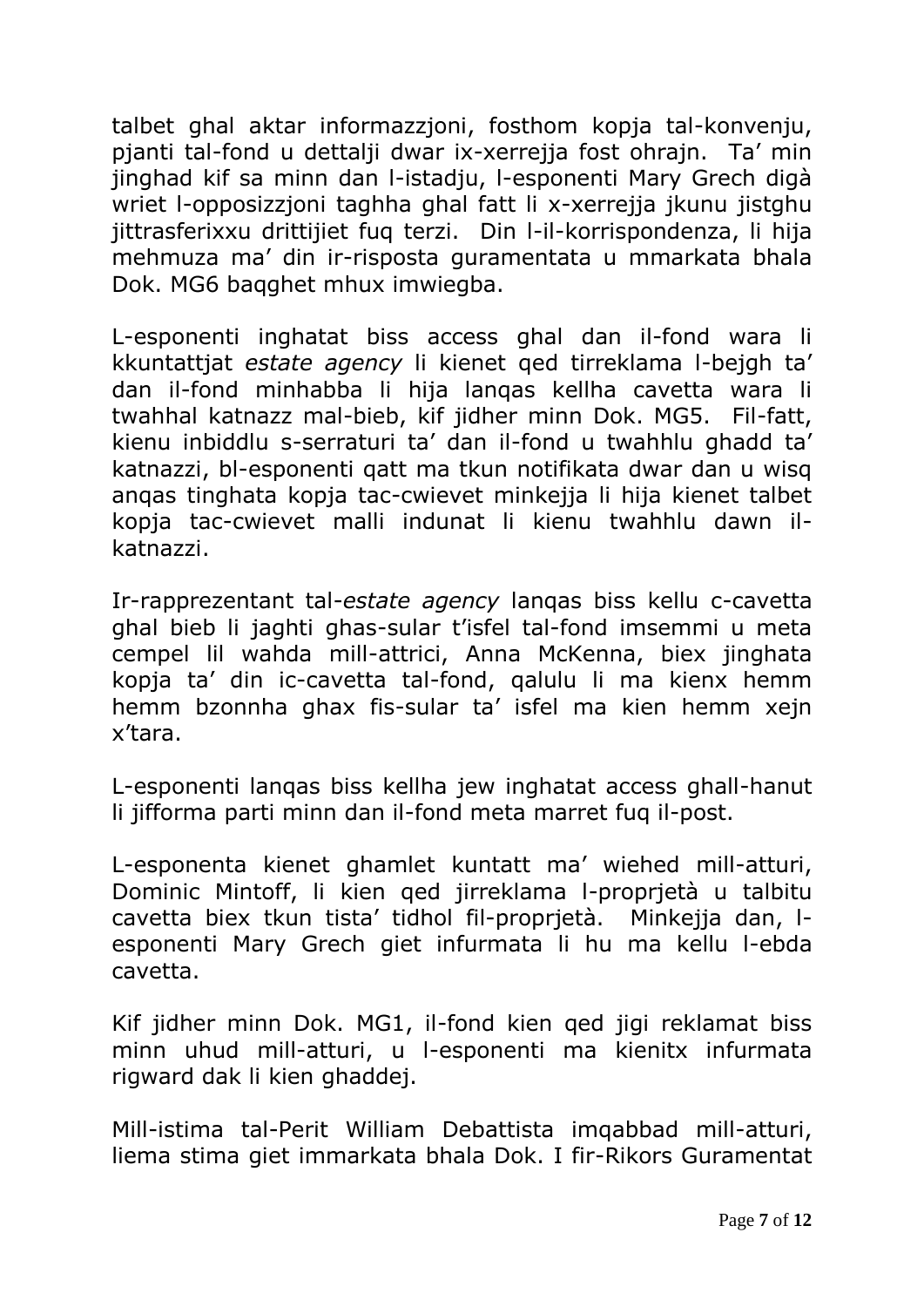talbet għal aktar informazzjoni, fosthom kopja tal-konvenju, pjanti tal-fond u dettalji dwar ix-xerrejja fost oħrajn. Ta' min jingħad kif sa minn dan l-istadju, l-esponenti Mary Grech digà wriet l-opposizzjoni tagħha għal fatt li x-xerrejja jkunu jistgħu jittrasferixxu drittijiet fuq terzi. Din l-il-korrispondenza, li hija meħmuża ma' din ir-risposta ġuramentata u mmarkata bħala Dok. MG6 baqgħet mhux imwieġba.

L-esponenti ingħatat biss access għal dan il-fond wara li kkuntattjat *estate agency* li kienet qed tirreklama l-bejgħ ta' dan il-fond minħabba li hija lanqas kellha ċavetta wara li twaħħal katnazz mal-bieb, kif jidher minn Dok. MG5. Fil-fatt, kienu inbiddlu s-serraturi ta' dan il-fond u twaħħlu għadd ta' katnazzi, bl-esponenti qatt ma tkun notifikata dwar dan u wisq anqas tingħata kopja taċ-ċwievet minkejja li hija kienet talbet kopja taċ-ċwievet malli indunat li kienu twaħħlu dawn il-katnazzi.

Ir-rappreżentant tal-*estate agency* lanqas biss kellu ċ-ċavetta għal bieb li jagħti għas-sular t'isfel tal-fond imsemmi u meta ċempel lil waħda mill-attriċi, Anna McKenna, biex jingħata kopja ta' din iċ-ċavetta tal-fond, qalulu li ma kienx hemm ħemm bżonnha għax fis-sular ta' isfel ma kien hemm xejn x'tara.

L-esponenti lanqas biss kellha jew ingħatat access għall-ħanut li jifforma parti minn dan il-fond meta marret fuq il-post.

L-esponenta kienet għamlet kuntatt ma' wieħed mill-atturi, Dominic Mintoff, li kien qed jirreklama l-proprjetà u talbitu ċavetta biex tkun tista' tidħol fil-proprjetà. Minkejja dan, l-esponenti Mary Grech ġiet infurmata li hu ma kellu l-ebda ċavetta.

Kif jidher minn Dok. MG1, il-fond kien qed jiġi reklamat biss minn uħud mill-atturi, u l-esponenti ma kienitx infurmata rigward dak li kien għaddej.

Mill-istima tal-Perit William Debattista imqabbad mill-atturi, liema stima ġiet immarkata bħala Dok. I fir-Rikors Ġuramentat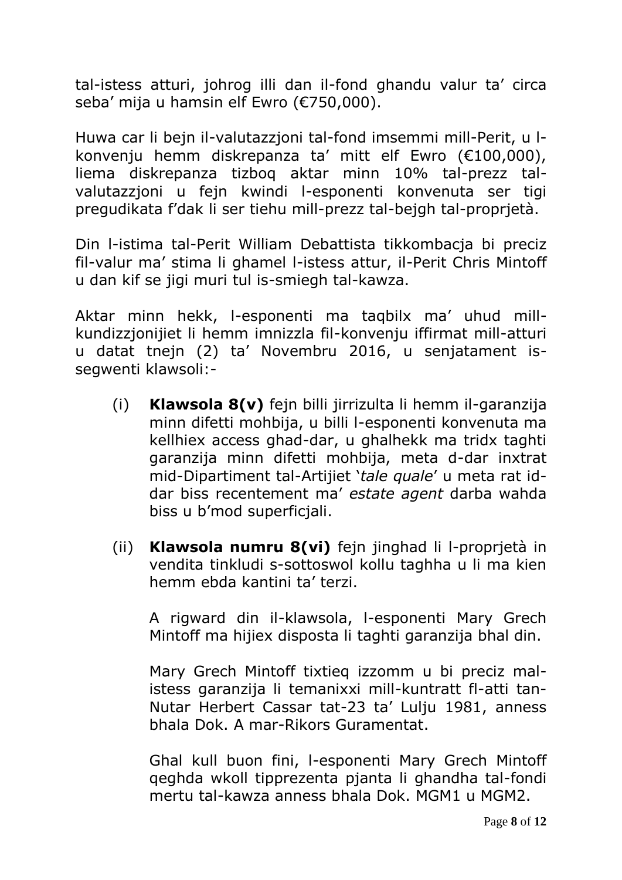tal-istess atturi, johrog illi dan il-fond ghandu valur ta' circa seba' mija u hamsin elf Ewro (€750,000).

Huwa car li bejn il-valutazzjoni tal-fond imsemmi mill-Perit, u l-konvenju hemm diskrepanza ta' mitt elf Ewro (€100,000), liema diskrepanza tizboq aktar minn 10% tal-prezz tal-valutazzjoni u fejn kwindi l-esponenti konvenuta ser tigi pregudikata f'dak li ser tiehu mill-prezz tal-bejgh tal-proprjetà.

Din l-istima tal-Perit William Debattista tikkombacja bi preciz fil-valur ma' stima li ghamel l-istess attur, il-Perit Chris Mintoff u dan kif se jigi muri tul is-smiegh tal-kawza.

Aktar minn hekk, l-esponenti ma taqbilx ma' uhud mill-kundizzjonijiet li hemm imnizzla fil-konvenju iffirmat mill-atturi u datat tnejn (2) ta' Novembru 2016, u senjatament is-segwenti klawsoli:-

(i) **Klawsola 8(v)** fejn billi jirrizulta li hemm il-garanzija minn difetti mohbija, u billi l-esponenti konvenuta ma kellhiex access ghad-dar, u ghalhekk ma tridx taghti garanzija minn difetti mohbija, meta d-dar inxtrat mid-Dipartiment tal-Artijiet '*tale quale*' u meta rat id-dar biss recentement ma' *estate agent* darba wahda biss u b'mod superficjali.

(ii) **Klawsola numru 8(vi)** fejn jinghad li l-proprjetà in vendita tinkludi s-sottoswol kollu taghha u li ma kien hemm ebda kantini ta' terzi.

A rigward din il-klawsola, l-esponenti Mary Grech Mintoff ma hijiex disposta li taghti garanzija bhal din.

Mary Grech Mintoff tixtieq izzomm u bi preciz mal-istess garanzija li temanixxi mill-kuntratt fl-atti tan-Nutar Herbert Cassar tat-23 ta' Lulju 1981, anness bhala Dok. A mar-Rikors Guramentat.

Ghal kull buon fini, l-esponenti Mary Grech Mintoff qeghda wkoll tipprezenta pjanta li ghandha tal-fondi mertu tal-kawza anness bhala Dok. MGM1 u MGM2.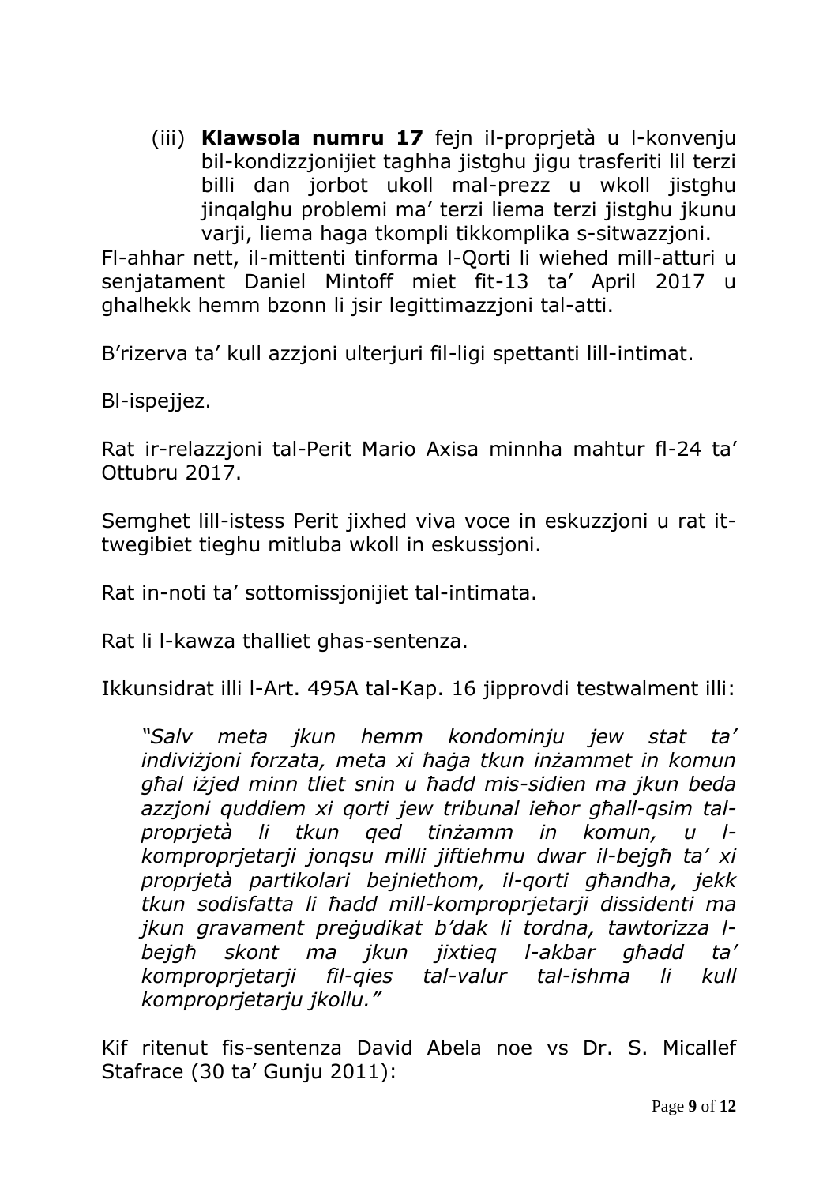(iii) **Klawsola numru 17** fejn il-proprjetà u l-konvenju bil-kondizzjonijiet taghha jistghu jigu trasferiti lil terzi billi dan jorbot ukoll mal-prezz u wkoll jistghu jinqalghu problemi ma' terzi liema terzi jistghu jkunu varji, liema haga tkompli tikkomplika s-sitwazzjoni.

Fl-ahhar nett, il-mittenti tinforma l-Qorti li wiehed mill-atturi u senjatament Daniel Mintoff miet fit-13 ta' April 2017 u ghalhekk hemm bzonn li jsir legittimazzjoni tal-atti.

B'rizerva ta' kull azzjoni ulterjuri fil-ligi spettanti lill-intimat.

Bl-ispejjez.

Rat ir-relazzjoni tal-Perit Mario Axisa minnha mahtur fl-24 ta' Ottubru 2017.

Semghet lill-istess Perit jixhed viva voce in eskuzzjoni u rat it-twegibiet tieghu mitluba wkoll in eskussjoni.

Rat in-noti ta' sottomissjonijiet tal-intimata.

Rat li l-kawza thalliet ghas-sentenza.

Ikkunsidrat illi l-Art. 495A tal-Kap. 16 jipprovdi testwalment illi:

> *"Salv meta jkun hemm kondominju jew stat ta' indiviżjoni forzata, meta xi ħaġa tkun inżammet in komun għal iżjed minn tliet snin u ħadd mis-sidien ma jkun beda azzjoni quddiem xi qorti jew tribunal ieħor għall-qsim tal-proprjetà li tkun qed tinżamm in komun, u l-komproprjetarji jonqsu milli jiftiehmu dwar il-bejgħ ta' xi proprjetà partikolari bejniethom, il-qorti għandha, jekk tkun sodisfatta li ħadd mill-komproprjetarji dissidenti ma jkun gravament preġudikat b'dak li tordna, tawtorizza l-bejgħ skont ma jkun jixtieq l-akbar għadd ta' komproprjetarji fil-qies tal-valur tal-ishma li kull komproprjetarju jkollu."*

Kif ritenut fis-sentenza David Abela noe vs Dr. S. Micallef Stafrace (30 ta' Gunju 2011):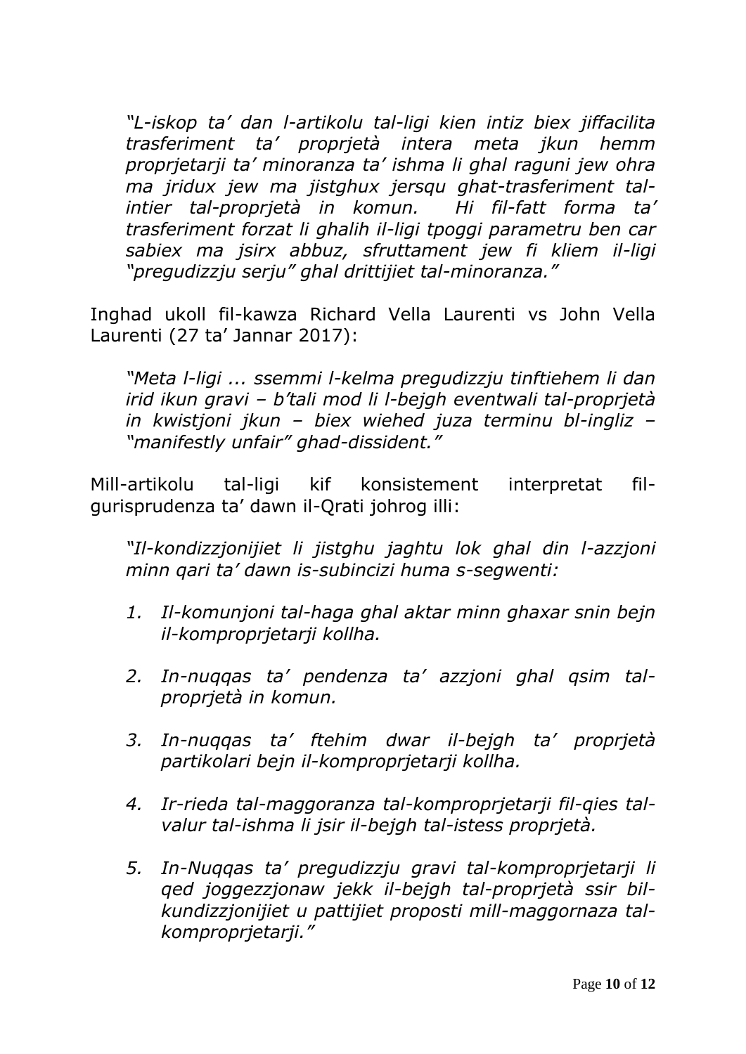*"L-iskop ta' dan l-artikolu tal-ligi kien intiz biex jiffacilita trasferiment ta' proprjetà intera meta jkun hemm proprjetarji ta' minoranza ta' ishma li ghal raguni jew ohra ma jridux jew ma jistghux jersqu ghat-trasferiment tal-intier tal-proprjetà in komun. Hi fil-fatt forma ta' trasferiment forzat li ghalih il-ligi tpoggi parametru ben car sabiex ma jsirx abbuz, sfruttament jew fi kliem il-ligi "pregudizzju serju" ghal drittijiet tal-minoranza."*

Inghad ukoll fil-kawza Richard Vella Laurenti vs John Vella Laurenti (27 ta' Jannar 2017):

*"Meta l-ligi ... ssemmi l-kelma pregudizzju tinftiehem li dan irid ikun gravi – b'tali mod li l-bejgh eventwali tal-proprjetà in kwistjoni jkun – biex wiehed juza terminu bl-ingliz – "manifestly unfair" ghad-dissident."*

Mill-artikolu tal-ligi kif konsistement interpretat fil-gurisprudenza ta' dawn il-Qrati johrog illi:

*"Il-kondizzjonijiet li jistghu jaghtu lok ghal din l-azzjoni minn qari ta' dawn is-subincizi huma s-segwenti:*

1. *Il-komunjoni tal-haga ghal aktar minn ghaxar snin bejn il-komproprjetarji kollha.*
2. *In-nuqqas ta' pendenza ta' azzjoni ghal qsim tal-proprjetà in komun.*
3. *In-nuqqas ta' ftehim dwar il-bejgh ta' proprjetà partikolari bejn il-komproprjetarji kollha.*
4. *Ir-rieda tal-maggoranza tal-komproprjetarji fil-qies tal-valur tal-ishma li jsir il-bejgh tal-istess proprjetà.*
5. *In-Nuqqas ta' pregudizzju gravi tal-komproprjetarji li qed joggezzjonaw jekk il-bejgh tal-proprjetà ssir bil-kundizzjonijiet u pattijiet proposti mill-maggornaza tal-komproprjetarji."*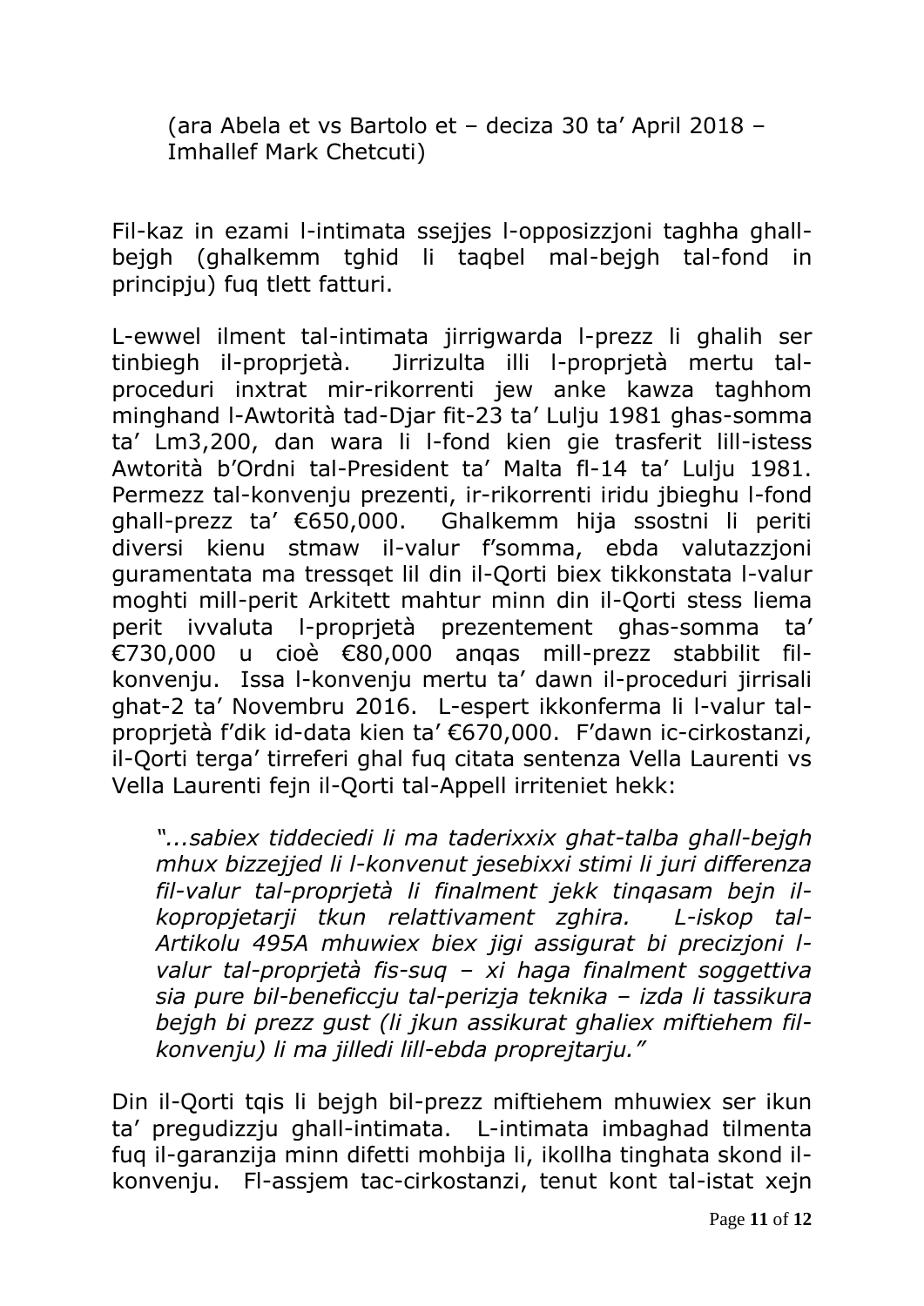(ara Abela et vs Bartolo et – deciza 30 ta' April 2018 – Imhallef Mark Chetcuti)

Fil-kaz in ezami l-intimata ssejjes l-opposizzjoni taghha ghall-bejgh (ghalkemm tghid li taqbel mal-bejgh tal-fond in principju) fuq tlett fatturi.

L-ewwel ilment tal-intimata jirrigwarda l-prezz li ghalih ser tinbiegh il-proprjetà. Jirrizulta illi l-proprjetà mertu tal-proceduri inxtrat mir-rikorrenti jew anke kawza taghhom minghand l-Awtorità tad-Djar fit-23 ta' Lulju 1981 ghas-somma ta' Lm3,200, dan wara li l-fond kien gie trasferit lill-istess Awtorità b'Ordni tal-President ta' Malta fl-14 ta' Lulju 1981. Permezz tal-konvenju prezenti, ir-rikorrenti iridu jbieghu l-fond ghall-prezz ta' €650,000. Ghalkemm hija ssostni li periti diversi kienu stmaw il-valur f'somma, ebda valutazzjoni guramentata ma tressqet lil din il-Qorti biex tikkonstata l-valur moghti mill-perit Arkitett mahtur minn din il-Qorti stess liema perit ivvaluta l-proprjetà prezentement ghas-somma ta' €730,000 u cioè €80,000 anqas mill-prezz stabbilit fil-konvenju. Issa l-konvenju mertu ta' dawn il-proceduri jirrisali ghat-2 ta' Novembru 2016. L-espert ikkonferma li l-valur tal-proprjetà f'dik id-data kien ta' €670,000. F'dawn ic-cirkostanzi, il-Qorti terga' tirreferi ghal fuq citata sentenza Vella Laurenti vs Vella Laurenti fejn il-Qorti tal-Appell irriteniet hekk:

> *"...sabiex tiddeciedi li ma taderixxix ghat-talba ghall-bejgh mhux bizzejjed li l-konvenut jesebixxi stimi li juri differenza fil-valur tal-proprjetà li finalment jekk tinqasam bejn il-kopropjetarji tkun relattivament zghira. L-iskop tal-Artikolu 495A mhuwiex biex jigi assigurat bi precizjoni l-valur tal-proprjetà fis-suq – xi haga finalment soggettiva sia pure bil-beneficcju tal-perizja teknika – izda li tassikura bejgh bi prezz gust (li jkun assikurat ghaliex miftiehem fil-konvenju) li ma jilledi lill-ebda proprejtarju."*

Din il-Qorti tqis li bejgh bil-prezz miftiehem mhuwiex ser ikun ta' pregudizzju ghall-intimata. L-intimata imbaghad tilmenta fuq il-garanzija minn difetti mohbija li, ikollha tinghata skond il-konvenju. Fl-assjem tac-cirkostanzi, tenut kont tal-istat xejn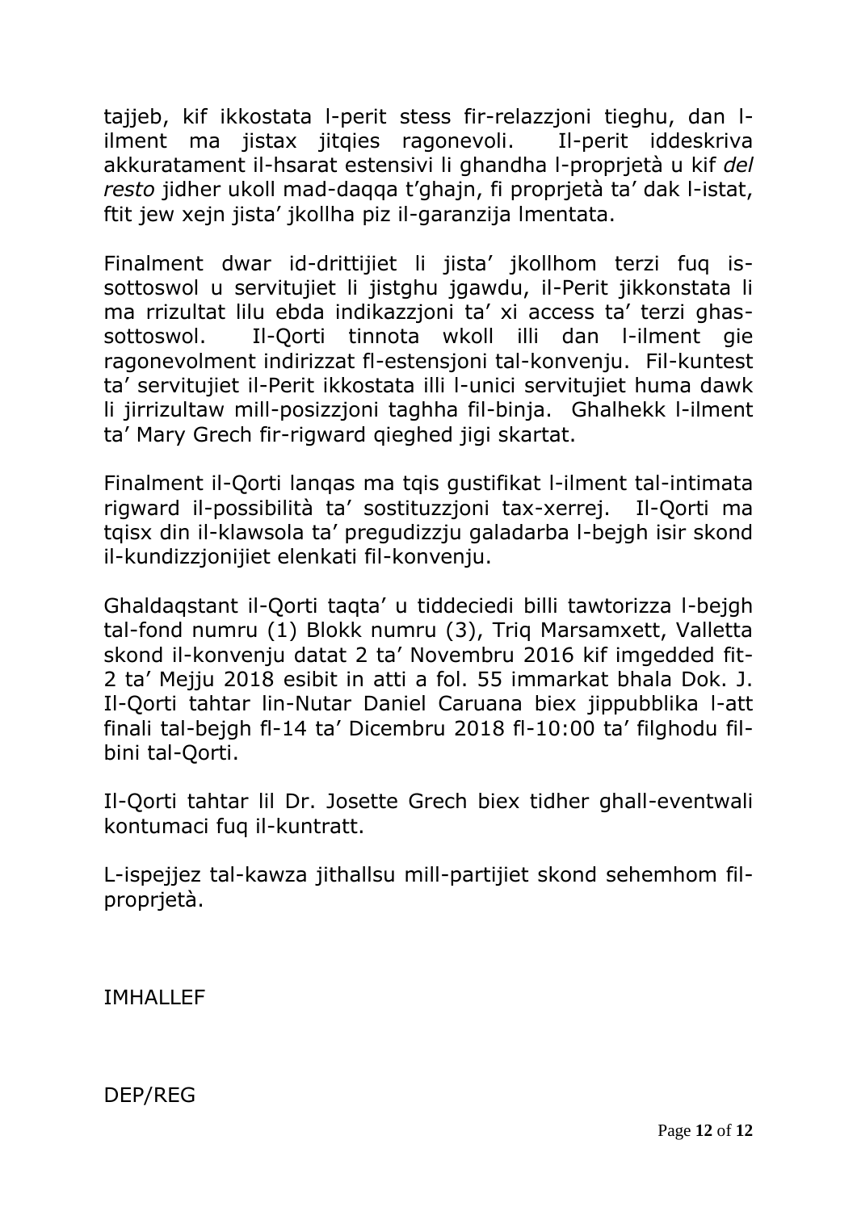tajjeb, kif ikkostata l-perit stess fir-relazzjoni tieghu, dan l-ilment ma jistax jitqies ragonevoli. Il-perit iddeskriva akkuratament il-hsarat estensivi li ghandha l-proprjetà u kif *del resto* jidher ukoll mad-daqqa t'ghajn, fi proprjetà ta' dak l-istat, ftit jew xejn jista' jkollha piz il-garanzija lmentata.

Finalment dwar id-drittijiet li jista' jkollhom terzi fuq is-sottoswol u servitujiet li jistghu jgawdu, il-Perit jikkonstata li ma rrizultat lilu ebda indikazzjoni ta' xi access ta' terzi ghas-sottoswol. Il-Qorti tinnota wkoll illi dan l-ilment gie ragonevolment indirizzat fl-estensjoni tal-konvenju. Fil-kuntest ta' servitujiet il-Perit ikkostata illi l-unici servitujiet huma dawk li jirrizultaw mill-posizzjoni taghha fil-binja. Ghalhekk l-ilment ta' Mary Grech fir-rigward qieghed jigi skartat.

Finalment il-Qorti lanqas ma tqis gustifikat l-ilment tal-intimata rigward il-possibilità ta' sostituzzjoni tax-xerrej. Il-Qorti ma tqisx din il-klawsola ta' pregudizzju galadarba l-bejgh isir skond il-kundizzjonijiet elenkati fil-konvenju.

Ghaldaqstant il-Qorti taqta' u tiddeciedi billi tawtorizza l-bejgh tal-fond numru (1) Blokk numru (3), Triq Marsamxett, Valletta skond il-konvenju datat 2 ta' Novembru 2016 kif imgedded fit-2 ta' Mejju 2018 esibit in atti a fol. 55 immarkat bhala Dok. J. Il-Qorti tahtar lin-Nutar Daniel Caruana biex jippubblika l-att finali tal-bejgh fl-14 ta' Dicembru 2018 fl-10:00 ta' filghodu fil-bini tal-Qorti.

Il-Qorti tahtar lil Dr. Josette Grech biex tidher ghall-eventwali kontumaci fuq il-kuntratt.

L-ispejjez tal-kawza jithallsu mill-partijiet skond sehemhom fil-proprjetà.

IMHALLEF

DEP/REG